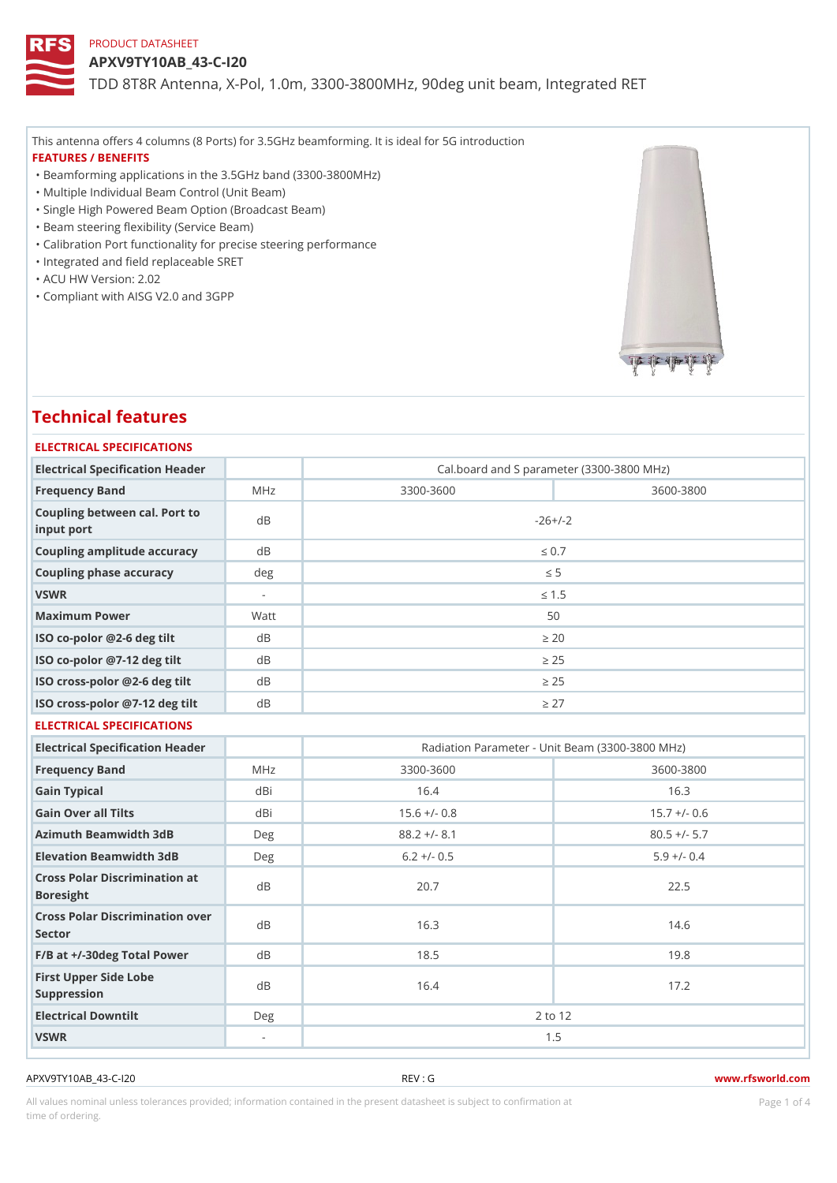PRODUCT DATASHEET

# APXV9TY10AB_43-C-I20

TDD 8T8R Antenna, X-Pol, 1.0m, 3300-3800MHz, 90deg unit beam, Integrated RET

This antenna offers 4 columns (8 Ports) for 3.5GHz beamforming. It is ideal for 5G introduction

### FEATURES / BENEFITS

- Beamforming applications in the 3.5GHz band (3300-3800MHz)
- Multiple Individual Beam Control (Unit Beam)
- Single High Powered Beam Option (Broadcast Beam)
- Beam steering flexibility (Service Beam)
- Calibration Port functionality for precise steering performance
- Integrated and field replaceable SRET
- ACU HW Version: 2.02
- Compliant with AISG V2.0 and 3GPP

## Technical features

### ELECTRICAL SPECIFICATIONS

| Electrical Specification Header | | Cal.board and S parameter (3300-3800 MHz) | |
|---|---|---|---|
| Frequency Band | MHz | 3300-3600 | 3600-3800 |
| Coupling between cal. Port to input port | dB | -26+/-2 | |
| Coupling amplitude accuracy | dB | ≤ 0.7 | |
| Coupling phase accuracy | deg | ≤ 5 | |
| VSWR | - | ≤ 1.5 | |
| Maximum Power | Watt | 50 | |
| ISO co-polor @2-6 deg tilt | dB | ≥ 20 | |
| ISO co-polor @7-12 deg tilt | dB | ≥ 25 | |
| ISO cross-polor @2-6 deg tilt | dB | ≥ 25 | |
| ISO cross-polor @7-12 deg tilt | dB | ≥ 27 | |

### ELECTRICAL SPECIFICATIONS

| Electrical Specification Header | | Radiation Parameter - Unit Beam (3300-3800 MHz) | |
|---|---|---|---|
| Frequency Band | MHz | 3300-3600 | 3600-3800 |
| Gain Typical | dBi | 16.4 | 16.3 |
| Gain Over all Tilts | dBi | 15.6 +/- 0.8 | 15.7 +/- 0.6 |
| Azimuth Beamwidth 3dB | Deg | 88.2 +/- 8.1 | 80.5 +/- 5.7 |
| Elevation Beamwidth 3dB | Deg | 6.2 +/- 0.5 | 5.9 +/- 0.4 |
| Cross Polar Discrimination at Boresight | dB | 20.7 | 22.5 |
| Cross Polar Discrimination over Sector | dB | 16.3 | 14.6 |
| F/B at +/-30deg Total Power | dB | 18.5 | 19.8 |
| First Upper Side Lobe Suppression | dB | 16.4 | 17.2 |
| Electrical Downtilt | Deg | 2 to 12 | |
| VSWR | - | 1.5 | |

APXV9TY10AB_43-C-I20 REV : G www.rfsworld.com

All values nominal unless tolerances provided; information contained in the present datasheet is subject to confirmation at time of ordering.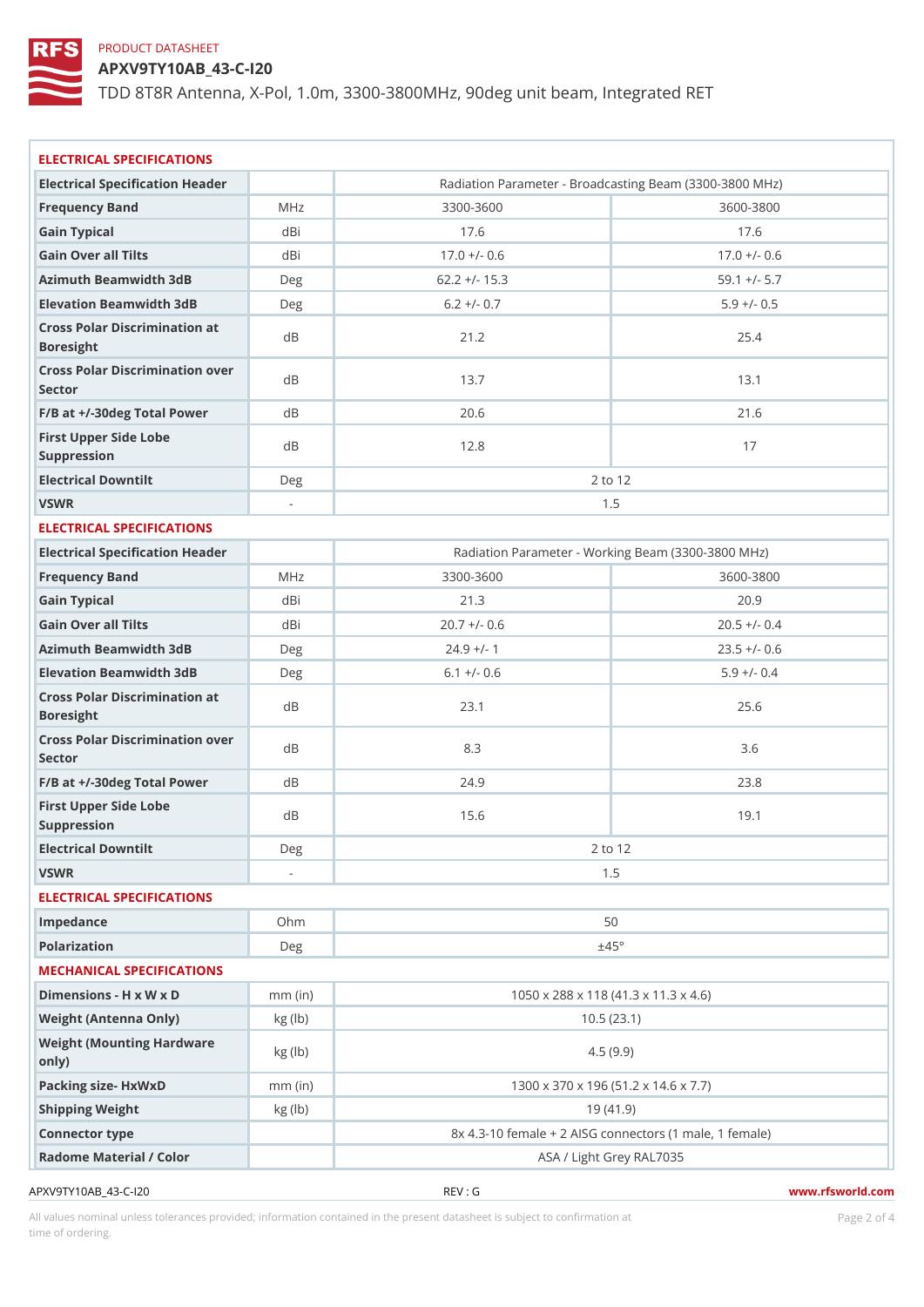PRODUCT DATASHEET

# APXV9TY10AB_43-C-I20

TDD 8T8R Antenna, X-Pol, 1.0m, 3300-3800MHz, 90deg unit beam, Integrated RET

## ELECTRICAL SPECIFICATIONS

| Electrical Specification Header | | Radiation Parameter - Broadcasting Beam (3300-3800 MHz) | |
|---|---|---|---|
| Frequency Band | MHz | 3300-3600 | 3600-3800 |
| Gain Typical | dBi | 17.6 | 17.6 |
| Gain Over all Tilts | dBi | 17.0 +/- 0.6 | 17.0 +/- 0.6 |
| Azimuth Beamwidth 3dB | Deg | 62.2 +/- 15.3 | 59.1 +/- 5.7 |
| Elevation Beamwidth 3dB | Deg | 6.2 +/- 0.7 | 5.9 +/- 0.5 |
| Cross Polar Discrimination at Boresight | dB | 21.2 | 25.4 |
| Cross Polar Discrimination over Sector | dB | 13.7 | 13.1 |
| F/B at +/-30deg Total Power | dB | 20.6 | 21.6 |
| First Upper Side Lobe Suppression | dB | 12.8 | 17 |
| Electrical Downtilt | Deg | 2 to 12 | |
| VSWR | - | 1.5 | |

## ELECTRICAL SPECIFICATIONS

| Electrical Specification Header | | Radiation Parameter - Working Beam (3300-3800 MHz) | |
|---|---|---|---|
| Frequency Band | MHz | 3300-3600 | 3600-3800 |
| Gain Typical | dBi | 21.3 | 20.9 |
| Gain Over all Tilts | dBi | 20.7 +/- 0.6 | 20.5 +/- 0.4 |
| Azimuth Beamwidth 3dB | Deg | 24.9 +/- 1 | 23.5 +/- 0.6 |
| Elevation Beamwidth 3dB | Deg | 6.1 +/- 0.6 | 5.9 +/- 0.4 |
| Cross Polar Discrimination at Boresight | dB | 23.1 | 25.6 |
| Cross Polar Discrimination over Sector | dB | 8.3 | 3.6 |
| F/B at +/-30deg Total Power | dB | 24.9 | 23.8 |
| First Upper Side Lobe Suppression | dB | 15.6 | 19.1 |
| Electrical Downtilt | Deg | 2 to 12 | |
| VSWR | - | 1.5 | |

## ELECTRICAL SPECIFICATIONS

| | | |
|---|---|---|
| Impedance | Ohm | 50 |
| Polarization | Deg | ±45° |

## MECHANICAL SPECIFICATIONS

| | | |
|---|---|---|
| Dimensions - H x W x D | mm (in) | 1050 x 288 x 118 (41.3 x 11.3 x 4.6) |
| Weight (Antenna Only) | kg (lb) | 10.5 (23.1) |
| Weight (Mounting Hardware only) | kg (lb) | 4.5 (9.9) |
| Packing size- HxWxD | mm (in) | 1300 x 370 x 196 (51.2 x 14.6 x 7.7) |
| Shipping Weight | kg (lb) | 19 (41.9) |
| Connector type | | 8x 4.3-10 female + 2 AISG connectors (1 male, 1 female) |
| Radome Material / Color | | ASA / Light Grey RAL7035 |

APXV9TY10AB_43-C-I20 REV : G www.rfsworld.com

All values nominal unless tolerances provided; information contained in the present datasheet is subject to confirmation at time of ordering.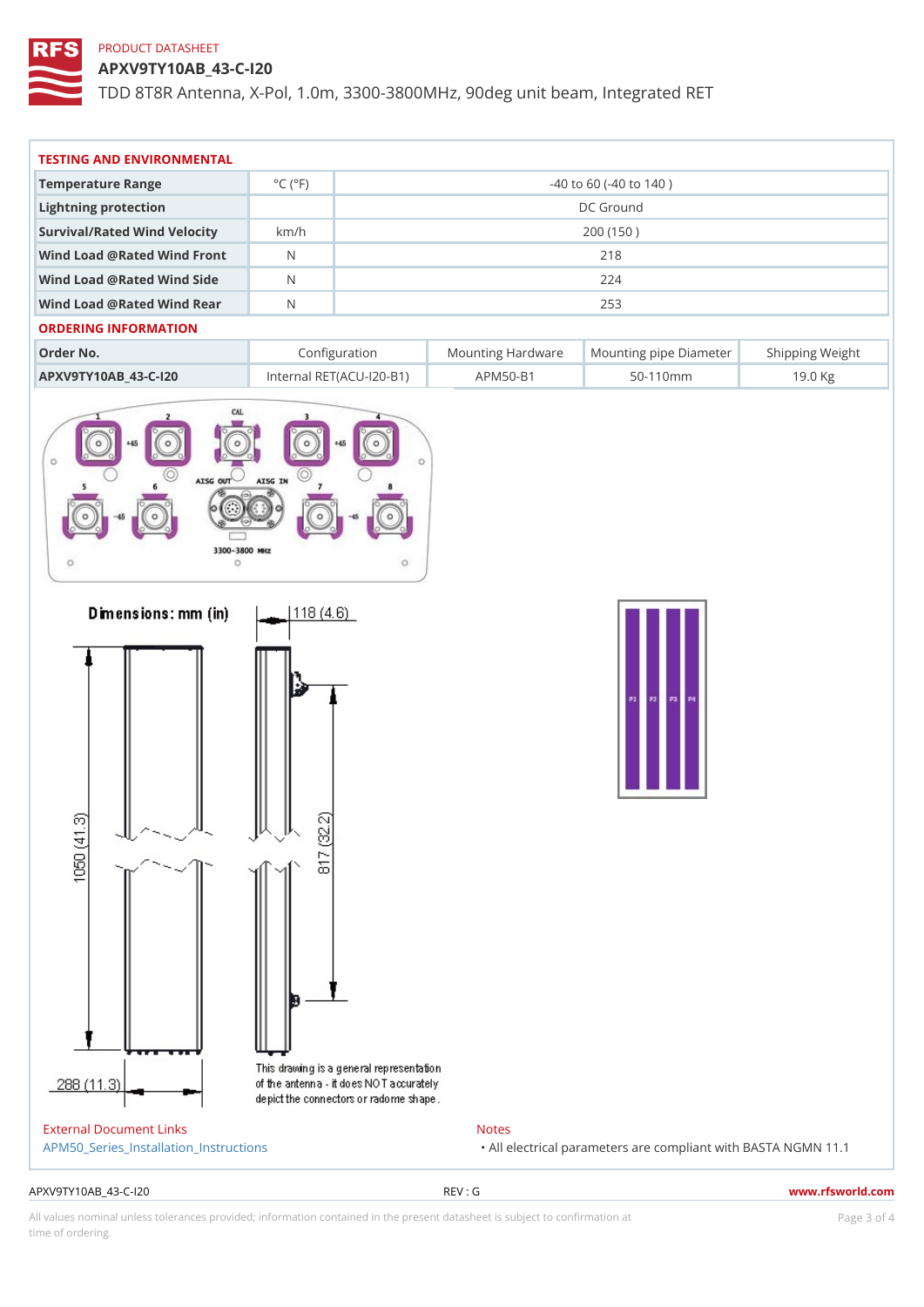PRODUCT DATASHEET

# APXV9TY10AB_43-C-I20

TDD 8T8R Antenna, X-Pol, 1.0m, 3300-3800MHz, 90deg unit beam, Integrated RET

## TESTING AND ENVIRONMENTAL

| | | |
|---|---|---|
| Temperature Range | °C (°F) | -40 to 60 (-40 to 140 ) |
| Lightning protection | | DC Ground |
| Survival/Rated Wind Velocity | km/h | 200 (150 ) |
| Wind Load @Rated Wind Front | N | 218 |
| Wind Load @Rated Wind Side | N | 224 |
| Wind Load @Rated Wind Rear | N | 253 |

## ORDERING INFORMATION

| Order No. | Configuration | Mounting Hardware | Mounting pipe Diameter | Shipping Weight |
|---|---|---|---|---|
| APXV9TY10AB_43-C-I20 | Internal RET(ACU-I20-B1) | APM50-B1 | 50-110mm | 19.0 Kg |

Dimensions: mm (in)

118 (4.6)

1050 (41.3)

817 (32.2)

288 (11.3)

This drawing is a general representation of the antenna - it does NOT accurately depict the connectors or radome shape.

External Document Links

APM50_Series_Installation_Instructions

Notes

- All electrical parameters are compliant with BASTA NGMN 11.1

APXV9TY10AB_43-C-I20 REV : G www.rfsworld.com

All values nominal unless tolerances provided; information contained in the present datasheet is subject to confirmation at time of ordering.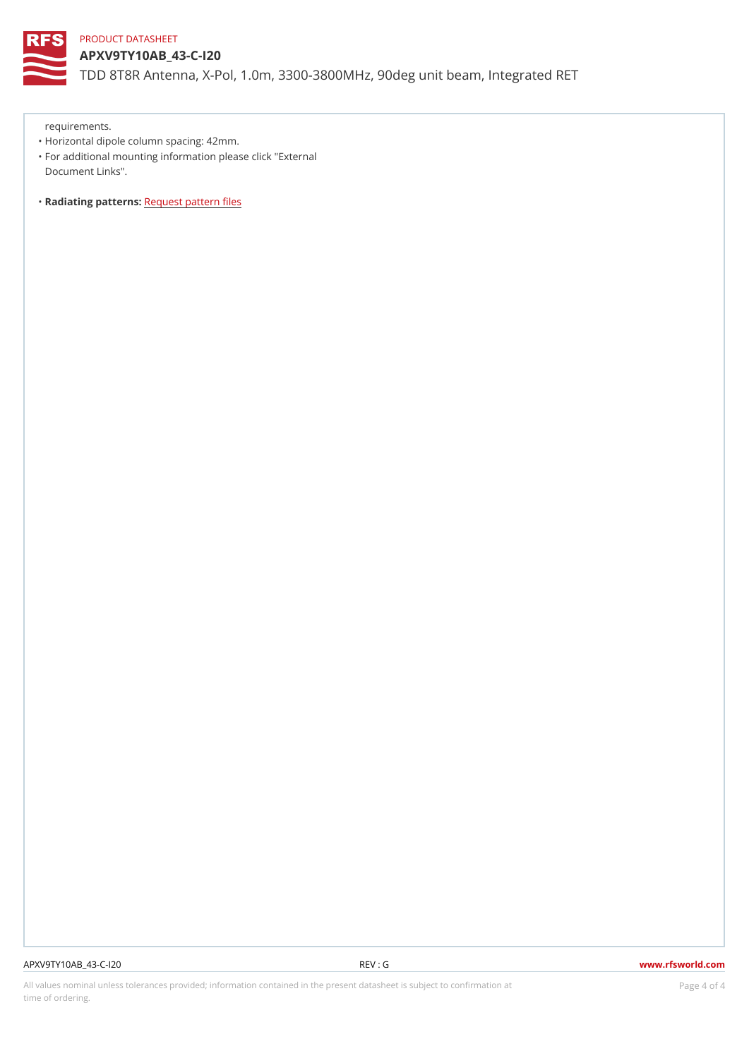requirements.
- Horizontal dipole column spacing: 42mm.
- For additional mounting information please click "External Document Links".

- **Radiating patterns:** Request pattern files